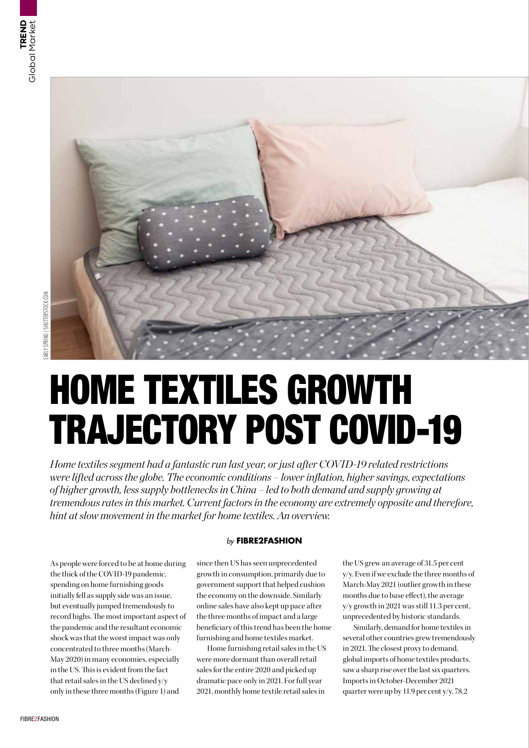# HOME TEXTILES GROWTH TRAJECTORY POST COVID-19

*Home textiles segment had a fantastic run last year, or just after COVID-19 related restrictions were lifted across the globe. The economic conditions – lower inflation, higher savings, expectations of higher growth, less supply bottlenecks in China – led to both demand and supply growing at tremendous rates in this market. Current factors in the economy are extremely opposite and therefore, hint at slow movement in the market for home textiles. An overview.*

*by* **FIBRE2FASHION**

As people were forced to be at home during the thick of the COVID-19 pandemic, spending on home furnishing goods initially fell as supply side was an issue, but eventually jumped tremendously to record highs. The most important aspect of the pandemic and the resultant economic shock was that the worst impact was only concentrated to three months (March-May 2020) in many economies, especially in the US. This is evident from the fact that retail sales in the US declined y/y only in these three months (Figure 1) and since then US has seen unprecedented growth in consumption, primarily due to government support that helped cushion the economy on the downside. Similarly online sales have also kept up pace after the three months of impact and a large beneficiary of this trend has been the home furnishing and home textiles market.

Home furnishing retail sales in the US were more dormant than overall retail sales for the entire 2020 and picked up dramatic pace only in 2021. For full year 2021, monthly home textile retail sales in the US grew an average of 31.5 per cent y/y. Even if we exclude the three months of March-May 2021 (outlier growth in these months due to base effect), the average y/y growth in 2021 was still 11.3 per cent, unprecedented by historic standards.

Similarly, demand for home textiles in several other countries grew tremendously in 2021. The closest proxy to demand, global imports of home textiles products, saw a sharp rise over the last six quarters. Imports in October-December 2021 quarter were up by 11.9 per cent y/y, 78.2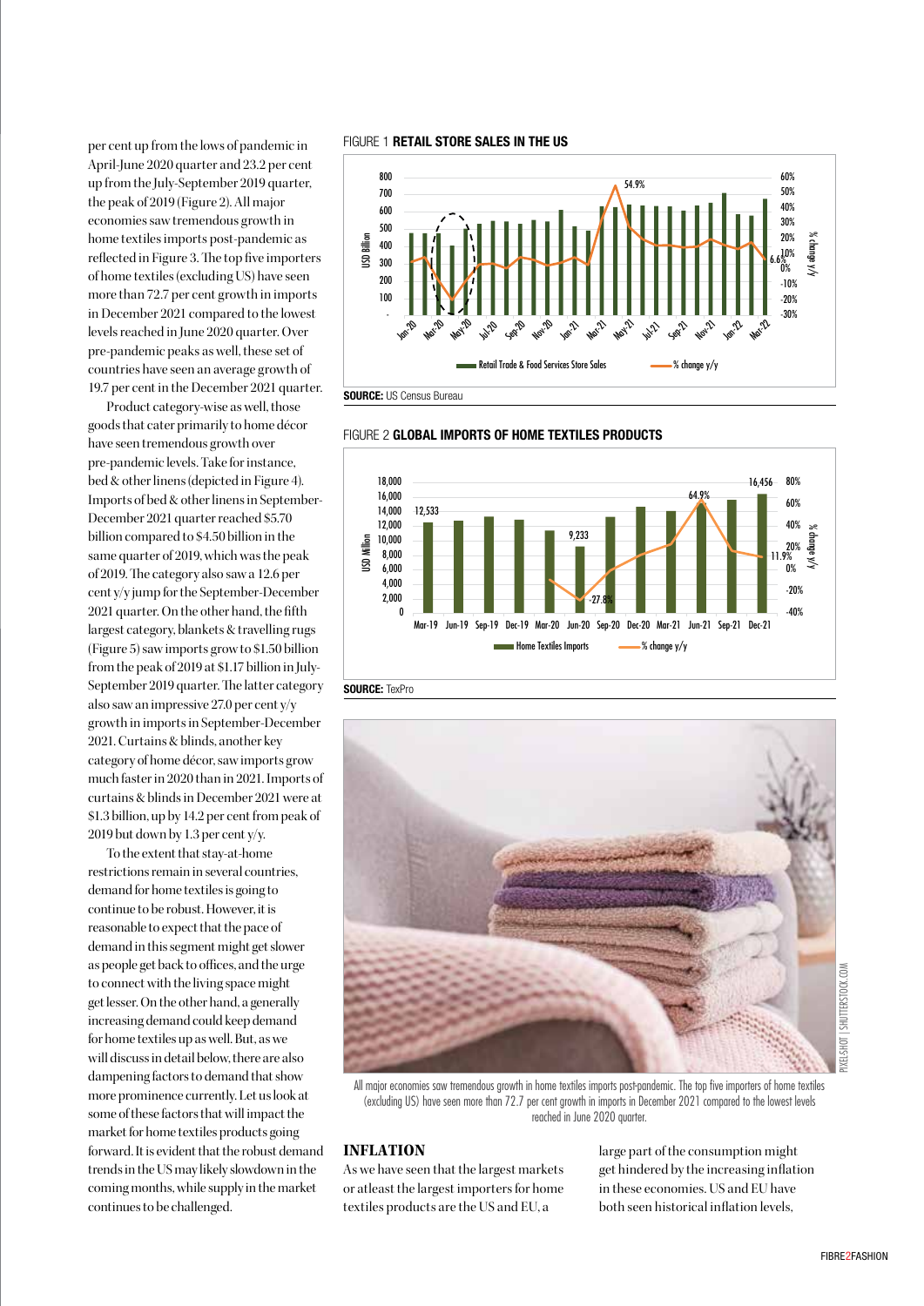per cent up from the lows of pandemic in April-June 2020 quarter and 23.2 per cent up from the July-September 2019 quarter, the peak of 2019 (Figure 2). All major economies saw tremendous growth in home textiles imports post-pandemic as reflected in Figure 3. The top five importers of home textiles (excluding US) have seen more than 72.7 per cent growth in imports in December 2021 compared to the lowest levels reached in June 2020 quarter. Over pre-pandemic peaks as well, these set of countries have seen an average growth of 19.7 per cent in the December 2021 quarter.

Product category-wise as well, those goods that cater primarily to home décor have seen tremendous growth over pre-pandemic levels. Take for instance, bed & other linens (depicted in Figure 4). Imports of bed & other linens in September-December 2021 quarter reached $5.70 billion compared to $4.50 billion in the same quarter of 2019, which was the peak of 2019. The category also saw a 12.6 per cent y/y jump for the September-December 2021 quarter. On the other hand, the fifth largest category, blankets & travelling rugs (Figure 5) saw imports grow to $1.50 billion from the peak of 2019 at $1.17 billion in July-September 2019 quarter. The latter category also saw an impressive 27.0 per cent y/y growth in imports in September-December 2021. Curtains & blinds, another key category of home décor, saw imports grow much faster in 2020 than in 2021. Imports of curtains & blinds in December 2021 were at $1.3 billion, up by 14.2 per cent from peak of 2019 but down by 1.3 per cent y/y.

To the extent that stay-at-home restrictions remain in several countries, demand for home textiles is going to continue to be robust. However, it is reasonable to expect that the pace of demand in this segment might get slower as people get back to offices, and the urge to connect with the living space might get lesser. On the other hand, a generally increasing demand could keep demand for home textiles up as well. But, as we will discuss in detail below, there are also dampening factors to demand that show more prominence currently. Let us look at some of these factors that will impact the market for home textiles products going forward. It is evident that the robust demand trends in the US may likely slowdown in the coming months, while supply in the market continues to be challenged.

FIGURE 1 **RETAIL STORE SALES IN THE US**

**SOURCE:** US Census Bureau

FIGURE 2 **GLOBAL IMPORTS OF HOME TEXTILES PRODUCTS**

**SOURCE:** TexPro

All major economies saw tremendous growth in home textiles imports post-pandemic. The top five importers of home textiles (excluding US) have seen more than 72.7 per cent growth in imports in December 2021 compared to the lowest levels reached in June 2020 quarter.

## INFLATION

As we have seen that the largest markets or atleast the largest importers for home textiles products are the US and EU, a large part of the consumption might get hindered by the increasing inflation in these economies. US and EU have both seen historical inflation levels,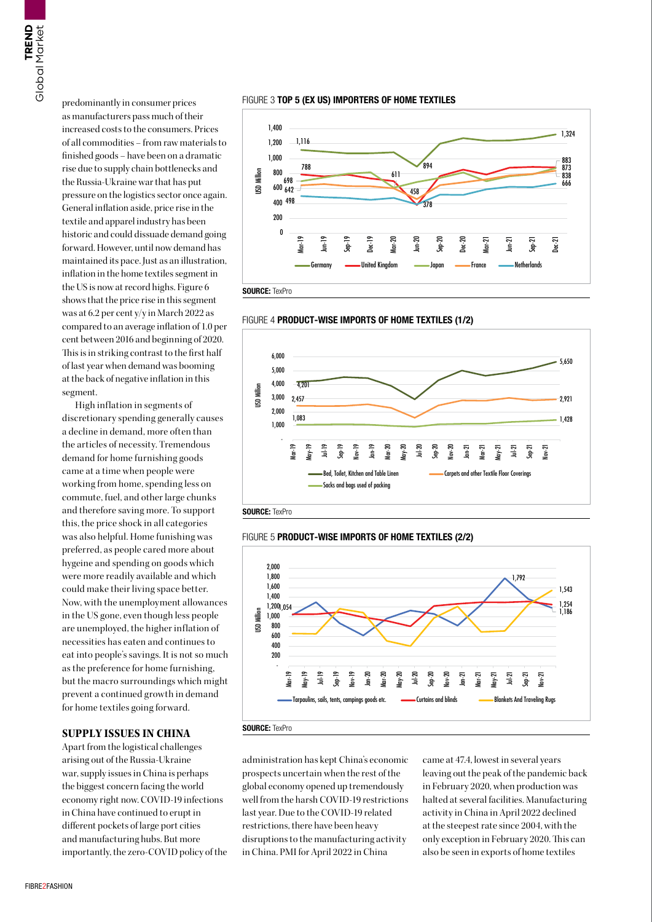predominantly in consumer prices as manufacturers pass much of their increased costs to the consumers. Prices of all commodities – from raw materials to finished goods – have been on a dramatic rise due to supply chain bottlenecks and the Russia-Ukraine war that has put pressure on the logistics sector once again. General inflation aside, price rise in the textile and apparel industry has been historic and could dissuade demand going forward. However, until now demand has maintained its pace. Just as an illustration, inflation in the home textiles segment in the US is now at record highs. Figure 6 shows that the price rise in this segment was at 6.2 per cent y/y in March 2022 as compared to an average inflation of 1.0 per cent between 2016 and beginning of 2020. This is in striking contrast to the first half of last year when demand was booming at the back of negative inflation in this segment.

High inflation in segments of discretionary spending generally causes a decline in demand, more often than the articles of necessity. Tremendous demand for home furnishing goods came at a time when people were working from home, spending less on commute, fuel, and other large chunks and therefore saving more. To support this, the price shock in all categories was also helpful. Home funishing was preferred, as people cared more about hygeine and spending on goods which were more readily available and which could make their living space better. Now, with the unemployment allowances in the US gone, even though less people are unemployed, the higher inflation of necessities has eaten and continues to eat into people's savings. It is not so much as the preference for home furnishing, but the macro surroundings which might prevent a continued growth in demand for home textiles going forward.

## SUPPLY ISSUES IN CHINA

Apart from the logistical challenges arising out of the Russia-Ukraine war, supply issues in China is perhaps the biggest concern facing the world economy right now. COVID-19 infections in China have continued to erupt in different pockets of large port cities and manufacturing hubs. But more importantly, the zero-COVID policy of the administration has kept China's economic prospects uncertain when the rest of the global economy opened up tremendously well from the harsh COVID-19 restrictions last year. Due to the COVID-19 related restrictions, there have been heavy disruptions to the manufacturing activity in China. PMI for April 2022 in China came at 47.4, lowest in several years leaving out the peak of the pandemic back in February 2020, when production was halted at several facilities. Manufacturing activity in China in April 2022 declined at the steepest rate since 2004, with the only exception in February 2020. This can also be seen in exports of home textiles

FIGURE 3 **TOP 5 (EX US) IMPORTERS OF HOME TEXTILES**

**SOURCE:** TexPro

FIGURE 4 **PRODUCT-WISE IMPORTS OF HOME TEXTILES (1/2)**

**SOURCE:** TexPro

FIGURE 5 **PRODUCT-WISE IMPORTS OF HOME TEXTILES (2/2)**

**SOURCE:** TexPro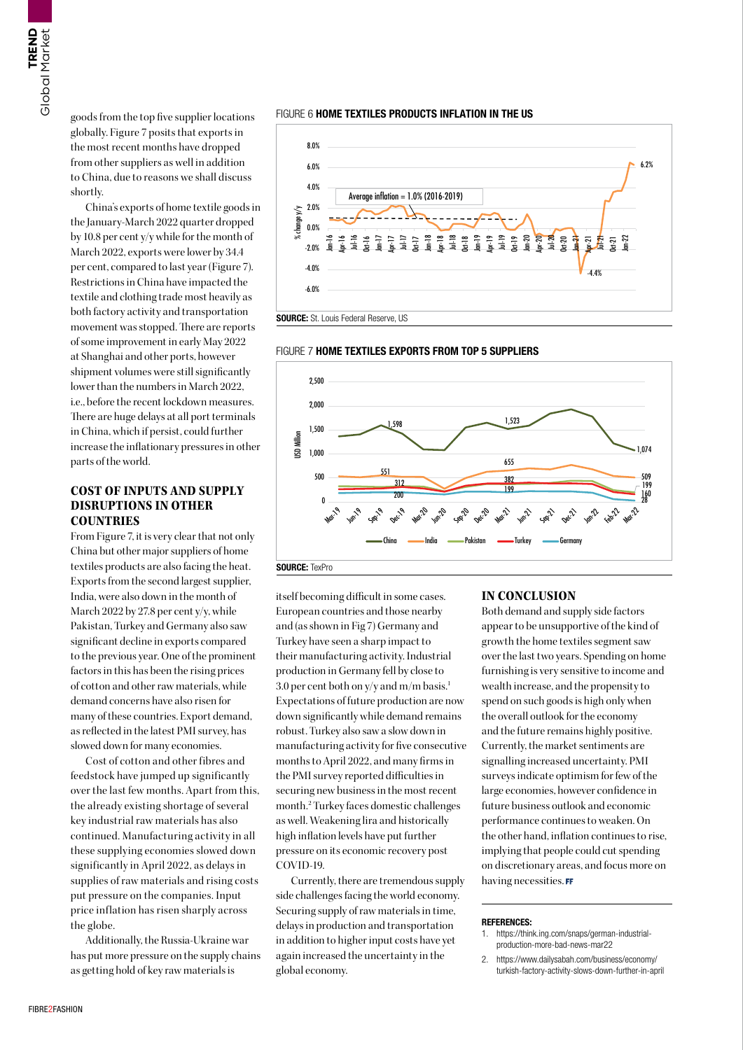goods from the top five supplier locations globally. Figure 7 posits that exports in the most recent months have dropped from other suppliers as well in addition to China, due to reasons we shall discuss shortly.

China's exports of home textile goods in the January-March 2022 quarter dropped by 10.8 per cent y/y while for the month of March 2022, exports were lower by 34.4 per cent, compared to last year (Figure 7). Restrictions in China have impacted the textile and clothing trade most heavily as both factory activity and transportation movement was stopped. There are reports of some improvement in early May 2022 at Shanghai and other ports, however shipment volumes were still significantly lower than the numbers in March 2022, i.e., before the recent lockdown measures. There are huge delays at all port terminals in China, which if persist, could further increase the inflationary pressures in other parts of the world.

## COST OF INPUTS AND SUPPLY DISRUPTIONS IN OTHER COUNTRIES

From Figure 7, it is very clear that not only China but other major suppliers of home textiles products are also facing the heat. Exports from the second largest supplier, India, were also down in the month of March 2022 by 27.8 per cent y/y, while Pakistan, Turkey and Germany also saw significant decline in exports compared to the previous year. One of the prominent factors in this has been the rising prices of cotton and other raw materials, while demand concerns have also risen for many of these countries. Export demand, as reflected in the latest PMI survey, has slowed down for many economies.

Cost of cotton and other fibres and feedstock have jumped up significantly over the last few months. Apart from this, the already existing shortage of several key industrial raw materials has also continued. Manufacturing activity in all these supplying economies slowed down significantly in April 2022, as delays in supplies of raw materials and rising costs put pressure on the companies. Input price inflation has risen sharply across the globe.

Additionally, the Russia-Ukraine war has put more pressure on the supply chains as getting hold of key raw materials is itself becoming difficult in some cases. European countries and those nearby and (as shown in Fig 7) Germany and Turkey have seen a sharp impact to their manufacturing activity. Industrial production in Germany fell by close to 3.0 per cent both on y/y and m/m basis.[1] Expectations of future production are now down significantly while demand remains robust. Turkey also saw a slow down in manufacturing activity for five consecutive months to April 2022, and many firms in the PMI survey reported difficulties in securing new business in the most recent month.[2] Turkey faces domestic challenges as well. Weakening lira and historically high inflation levels have put further pressure on its economic recovery post COVID-19.

Currently, there are tremendous supply side challenges facing the world economy. Securing supply of raw materials in time, delays in production and transportation in addition to higher input costs have yet again increased the uncertainty in the global economy.

FIGURE 6 **HOME TEXTILES PRODUCTS INFLATION IN THE US**

% change y/y
8.0%
6.0%
4.0%
2.0%
0.0%
-2.0%
-4.0%
-6.0%
Average inflation = 1.0% (2016-2019)
6.2%
-4.4%
Jan-16 Apr-16 Jul-16 Oct-16 Jan-17 Apr-17 Jul-17 Oct-17 Jan-18 Apr-18 Jul-18 Oct-18 Jan-19 Apr-19 Jul-19 Oct-19 Jan-20 Apr-20 Jul-20 Oct-20 Jan-21 Apr-21 Jul-21 Oct-21 Jan-22

**SOURCE:** St. Louis Federal Reserve, US

FIGURE 7 **HOME TEXTILES EXPORTS FROM TOP 5 SUPPLIERS**

USD Million
2,500
2,000
1,500
1,000
500
0
1,598
1,523
1,074
551
655
509
312
382
199
200
199
160
28
Mar-19 Jun-19 Sep-19 Dec-19 Mar-20 Jun-20 Sep-20 Dec-20 Mar-21 Jun-21 Sep-21 Dec-21 Jan-22 Feb-22 Mar-22
China India Pakistan Turkey Germany

**SOURCE:** TexPro

## IN CONCLUSION

Both demand and supply side factors appear to be unsupportive of the kind of growth the home textiles segment saw over the last two years. Spending on home furnishing is very sensitive to income and wealth increase, and the propensity to spend on such goods is high only when the overall outlook for the economy and the future remains highly positive. Currently, the market sentiments are signalling increased uncertainty. PMI surveys indicate optimism for few of the large economies, however confidence in future business outlook and economic performance continues to weaken. On the other hand, inflation continues to rise, implying that people could cut spending on discretionary areas, and focus more on having necessities. FF

**REFERENCES:**

1. https://think.ing.com/snaps/german-industrial-production-more-bad-news-mar22
2. https://www.dailysabah.com/business/economy/turkish-factory-activity-slows-down-further-in-april